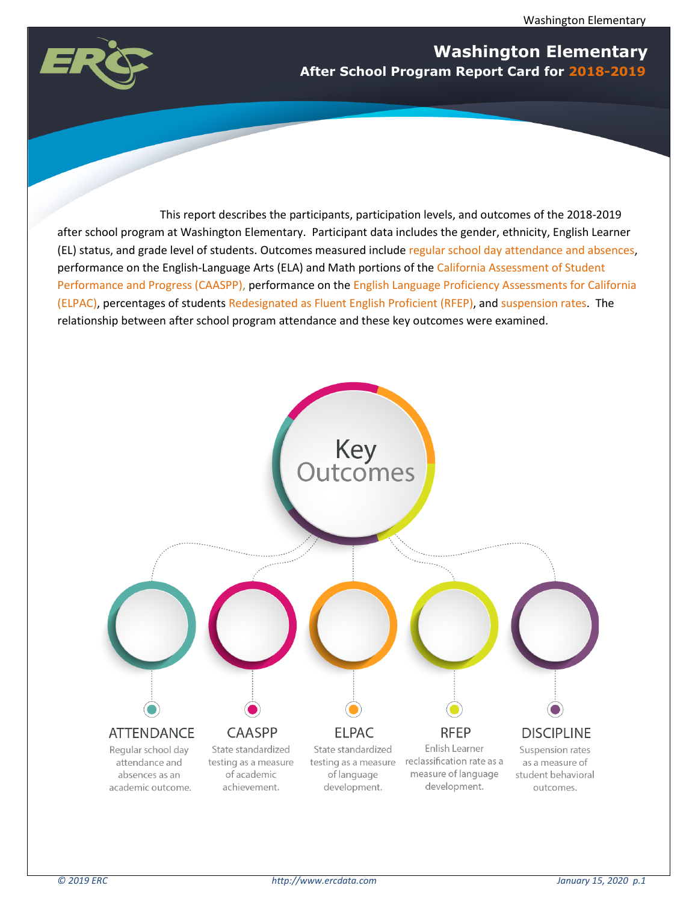# Washington Elementary

## After School Program Report Card for 2018-2019

This report describes the participants, participation levels, and outcomes of the 2018-2019 after school program at Washington Elementary. Participant data includes the gender, ethnicity, English Learner (EL) status, and grade level of students. Outcomes measured include regular school day attendance and absences, performance on the English-Language Arts (ELA) and Math portions of the California Assessment of Student Performance and Progress (CAASPP), performance on the English Language Proficiency Assessments for California (ELPAC), percentages of students Redesignated as Fluent English Proficient (RFEP), and suspension rates. The relationship between after school program attendance and these key outcomes were examined.

Key Outcomes

**ATTENDANCE**
Regular school day attendance and absences as an academic outcome.

**CAASPP**
State standardized testing as a measure of academic achievement.

**ELPAC**
State standardized testing as a measure of language development.

**RFEP**
Enlish Learner reclassification rate as a measure of language development.

**DISCIPLINE**
Suspension rates as a measure of student behavioral outcomes.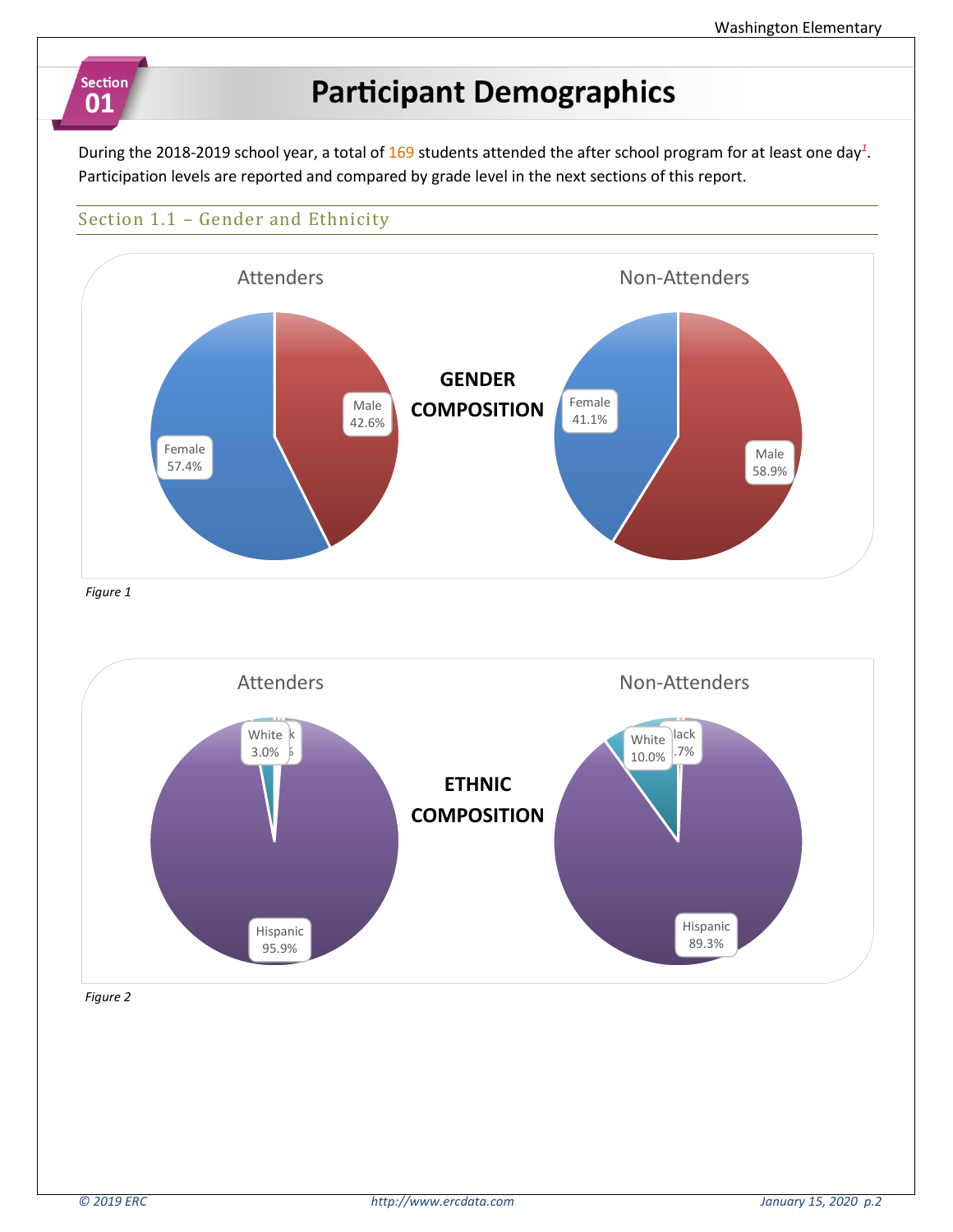## Section 01 Participant Demographics

During the 2018-2019 school year, a total of 169 students attended the after school program for at least one day[1]. Participation levels are reported and compared by grade level in the next sections of this report.

### Section 1.1 – Gender and Ethnicity

GENDER COMPOSITION

Attenders

Male 42.6%

Female 57.4%

Non-Attenders

Female 41.1%

Male 58.9%

*Figure 1*

ETHNIC COMPOSITION

Attenders

White 3.0%

Hispanic 95.9%

Non-Attenders

White 10.0%

lack .7%

Hispanic 89.3%

*Figure 2*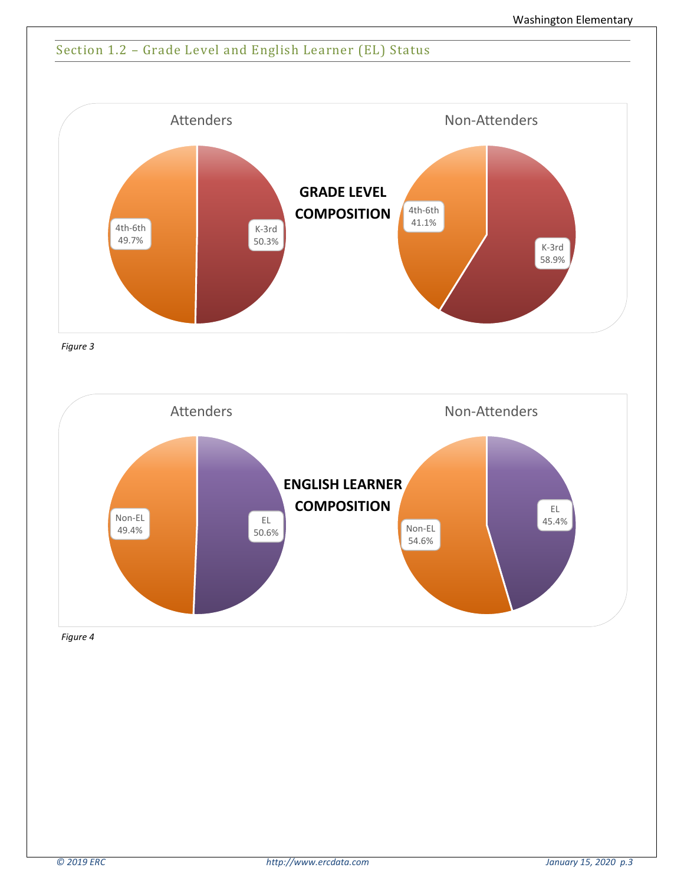## Section 1.2 – Grade Level and English Learner (EL) Status

**GRADE LEVEL COMPOSITION**

Attenders

4th-6th
49.7%

K-3rd
50.3%

Non-Attenders

4th-6th
41.1%

K-3rd
58.9%

*Figure 3*

**ENGLISH LEARNER COMPOSITION**

Attenders

Non-EL
49.4%

EL
50.6%

Non-Attenders

Non-EL
54.6%

EL
45.4%

*Figure 4*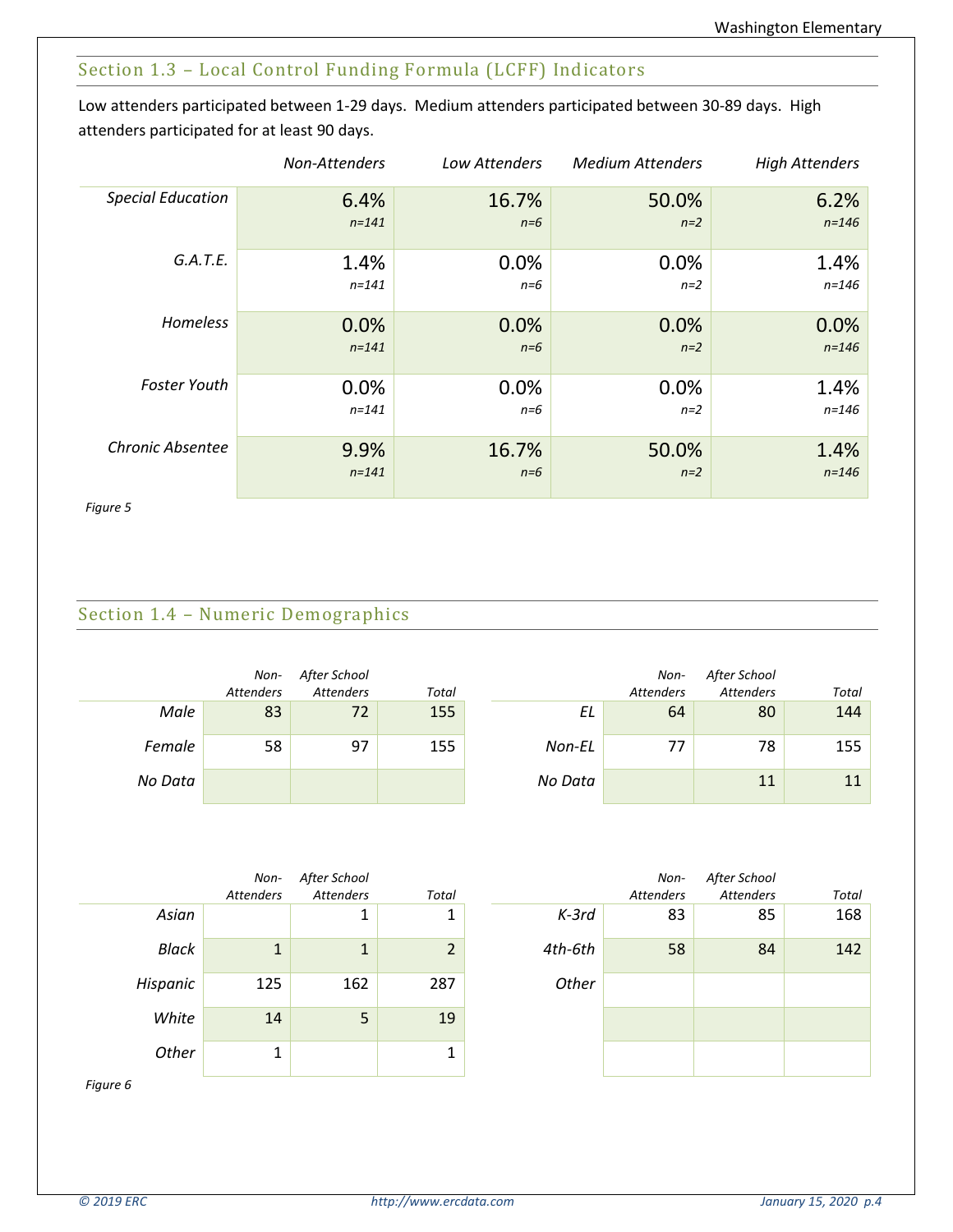## Section 1.3 – Local Control Funding Formula (LCFF) Indicators

Low attenders participated between 1-29 days. Medium attenders participated between 30-89 days. High attenders participated for at least 90 days.

| | *Non-Attenders* | *Low Attenders* | *Medium Attenders* | *High Attenders* |
|---|---|---|---|---|
| *Special Education* | 6.4% *n=141* | 16.7% *n=6* | 50.0% *n=2* | 6.2% *n=146* |
| *G.A.T.E.* | 1.4% *n=141* | 0.0% *n=6* | 0.0% *n=2* | 1.4% *n=146* |
| *Homeless* | 0.0% *n=141* | 0.0% *n=6* | 0.0% *n=2* | 0.0% *n=146* |
| *Foster Youth* | 0.0% *n=141* | 0.0% *n=6* | 0.0% *n=2* | 1.4% *n=146* |
| *Chronic Absentee* | 9.9% *n=141* | 16.7% *n=6* | 50.0% *n=2* | 1.4% *n=146* |

*Figure 5*

## Section 1.4 – Numeric Demographics

| | *Non-Attenders* | *After School Attenders* | *Total* |
|---|---|---|---|
| *Male* | 83 | 72 | 155 |
| *Female* | 58 | 97 | 155 |
| *No Data* | | | |

| | *Non-Attenders* | *After School Attenders* | *Total* |
|---|---|---|---|
| *EL* | 64 | 80 | 144 |
| *Non-EL* | 77 | 78 | 155 |
| *No Data* | | 11 | 11 |

| | *Non-Attenders* | *After School Attenders* | *Total* |
|---|---|---|---|
| *Asian* | | 1 | 1 |
| *Black* | 1 | 1 | 2 |
| *Hispanic* | 125 | 162 | 287 |
| *White* | 14 | 5 | 19 |
| *Other* | 1 | | 1 |

| | *Non-Attenders* | *After School Attenders* | *Total* |
|---|---|---|---|
| *K-3rd* | 83 | 85 | 168 |
| *4th-6th* | 58 | 84 | 142 |
| *Other* | | | |
| | | | |
| | | | |

*Figure 6*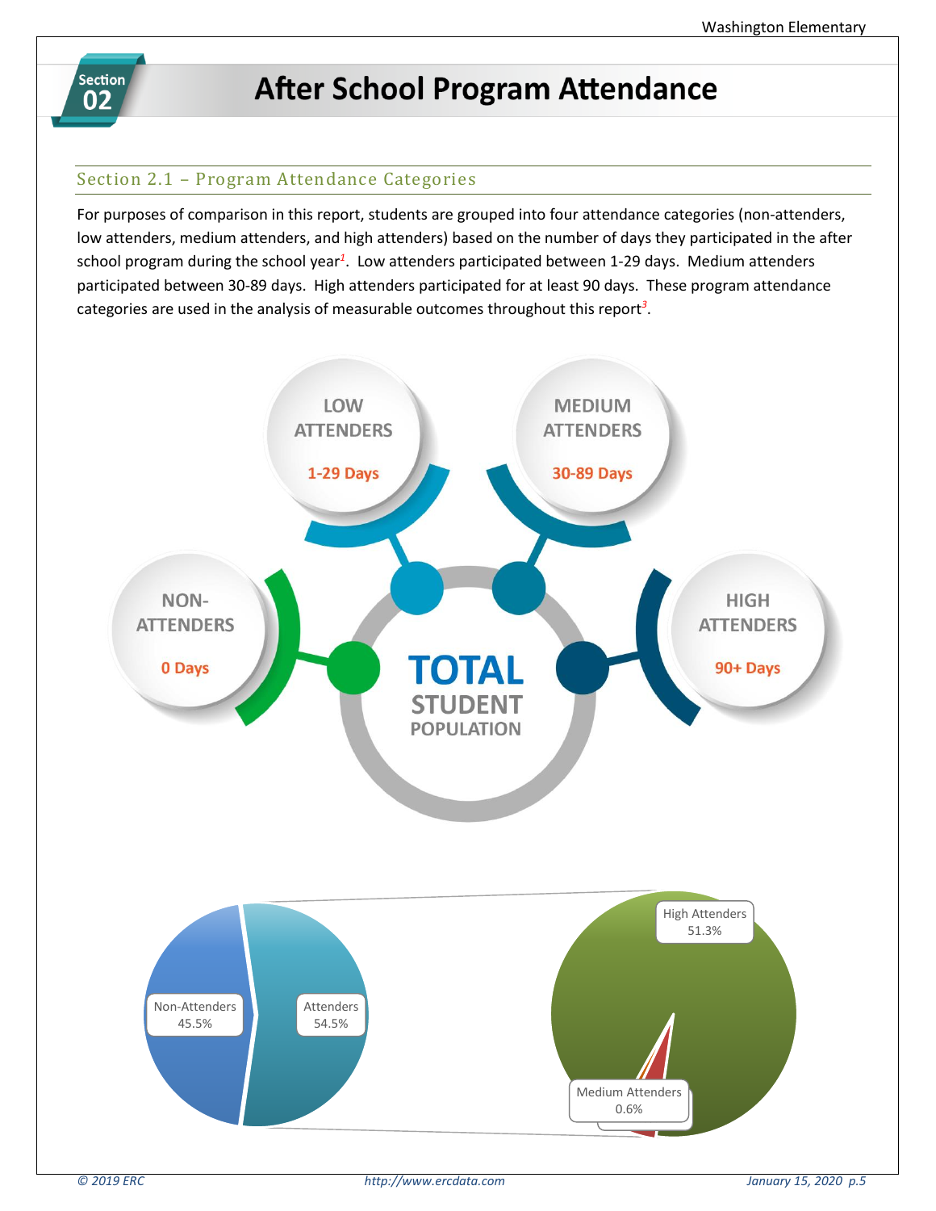# Section 02 After School Program Attendance

## Section 2.1 – Program Attendance Categories

For purposes of comparison in this report, students are grouped into four attendance categories (non-attenders, low attenders, medium attenders, and high attenders) based on the number of days they participated in the after school program during the school year[1]. Low attenders participated between 1-29 days. Medium attenders participated between 30-89 days. High attenders participated for at least 90 days. These program attendance categories are used in the analysis of measurable outcomes throughout this report[3].

TOTAL STUDENT POPULATION

- NON-ATTENDERS: 0 Days
- LOW ATTENDERS: 1-29 Days
- MEDIUM ATTENDERS: 30-89 Days
- HIGH ATTENDERS: 90+ Days

Non-Attenders 45.5%
Attenders 54.5%

High Attenders 51.3%
Medium Attenders 0.6%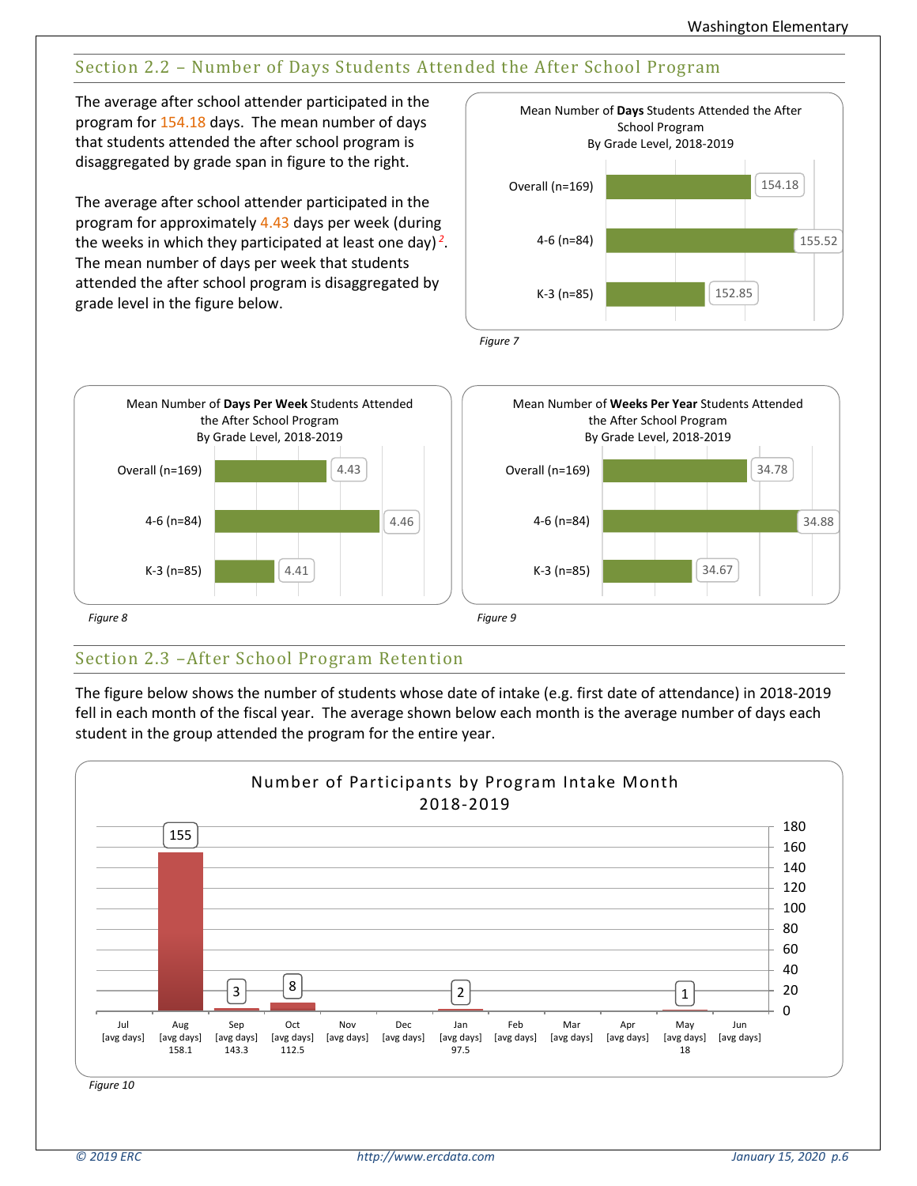## Section 2.2 – Number of Days Students Attended the After School Program

The average after school attender participated in the program for 154.18 days. The mean number of days that students attended the after school program is disaggregated by grade span in figure to the right.

The average after school attender participated in the program for approximately 4.43 days per week (during the weeks in which they participated at least one day)[2]. The mean number of days per week that students attended the after school program is disaggregated by grade level in the figure below.

Mean Number of **Days** Students Attended the After School Program
By Grade Level, 2018-2019

Overall (n=169) 154.18
4-6 (n=84) 155.52
K-3 (n=85) 152.85

*Figure 7*

Mean Number of **Days Per Week** Students Attended the After School Program
By Grade Level, 2018-2019

Overall (n=169) 4.43
4-6 (n=84) 4.46
K-3 (n=85) 4.41

*Figure 8*

Mean Number of **Weeks Per Year** Students Attended the After School Program
By Grade Level, 2018-2019

Overall (n=169) 34.78
4-6 (n=84) 34.88
K-3 (n=85) 34.67

*Figure 9*

## Section 2.3 –After School Program Retention

The figure below shows the number of students whose date of intake (e.g. first date of attendance) in 2018-2019 fell in each month of the fiscal year. The average shown below each month is the average number of days each student in the group attended the program for the entire year.

Number of Participants by Program Intake Month
2018-2019

180
160
140
120
100
80
60
40
20
0

Jul [avg days]
Aug [avg days] 158.1 — 155
Sep [avg days] 143.3 — 3
Oct [avg days] 112.5 — 8
Nov [avg days]
Dec [avg days]
Jan [avg days] 97.5 — 2
Feb [avg days]
Mar [avg days]
Apr [avg days]
May [avg days] 18 — 1
Jun [avg days]

*Figure 10*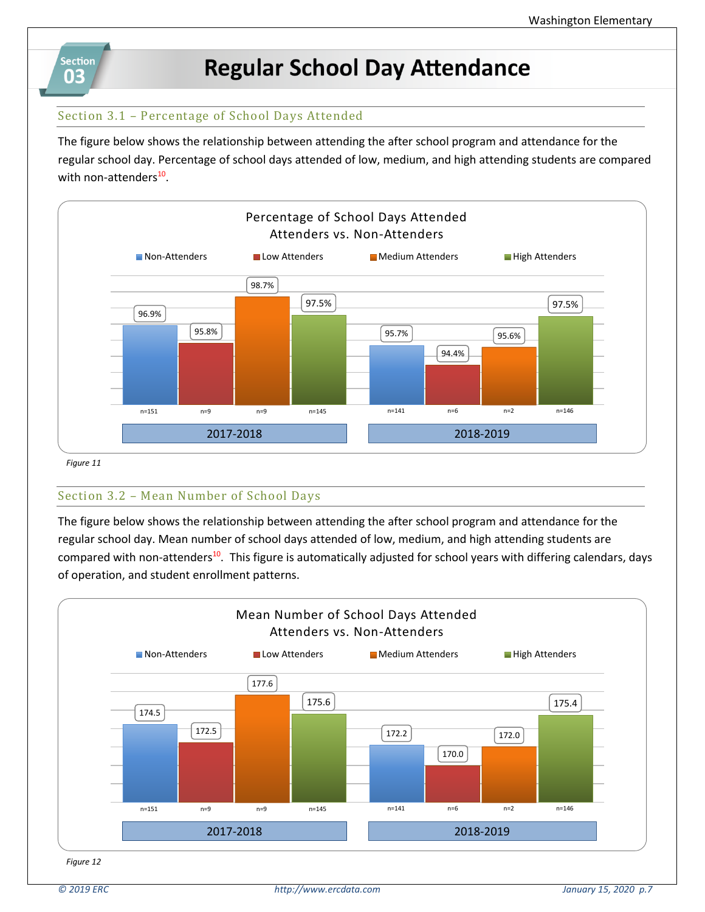# Regular School Day Attendance

Section 03

## Section 3.1 – Percentage of School Days Attended

The figure below shows the relationship between attending the after school program and attendance for the regular school day. Percentage of school days attended of low, medium, and high attending students are compared with non-attenders[10].

Percentage of School Days Attended
Attenders vs. Non-Attenders

Non-Attenders
Low Attenders
Medium Attenders
High Attenders

2017-2018
96.9% n=151
95.8% n=9
98.7% n=9
97.5% n=145

2018-2019
95.7% n=141
94.4% n=6
95.6% n=2
97.5% n=146

*Figure 11*

## Section 3.2 – Mean Number of School Days

The figure below shows the relationship between attending the after school program and attendance for the regular school day. Mean number of school days attended of low, medium, and high attending students are compared with non-attenders[10]. This figure is automatically adjusted for school years with differing calendars, days of operation, and student enrollment patterns.

Mean Number of School Days Attended
Attenders vs. Non-Attenders

Non-Attenders
Low Attenders
Medium Attenders
High Attenders

2017-2018
174.5 n=151
172.5 n=9
177.6 n=9
175.6 n=145

2018-2019
172.2 n=141
170.0 n=6
172.0 n=2
175.4 n=146

*Figure 12*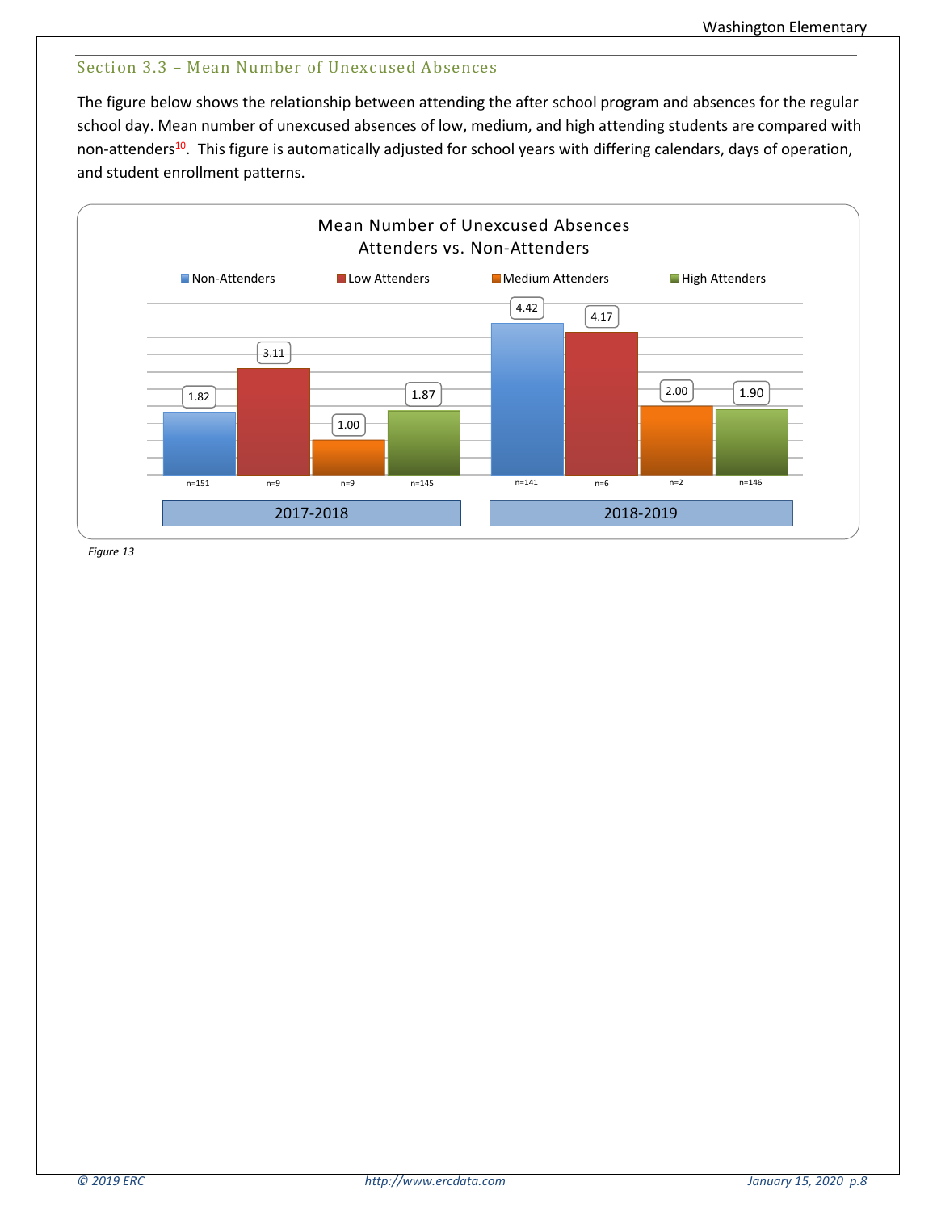## Section 3.3 – Mean Number of Unexcused Absences

The figure below shows the relationship between attending the after school program and absences for the regular school day. Mean number of unexcused absences of low, medium, and high attending students are compared with non-attenders[10]. This figure is automatically adjusted for school years with differing calendars, days of operation, and student enrollment patterns.

Mean Number of Unexcused Absences
Attenders vs. Non-Attenders

Non-Attenders
Low Attenders
Medium Attenders
High Attenders

2017-2018
1.82 (n=151)
3.11 (n=9)
1.00 (n=9)
1.87 (n=145)

2018-2019
4.42 (n=141)
4.17 (n=6)
2.00 (n=2)
1.90 (n=146)

*Figure 13*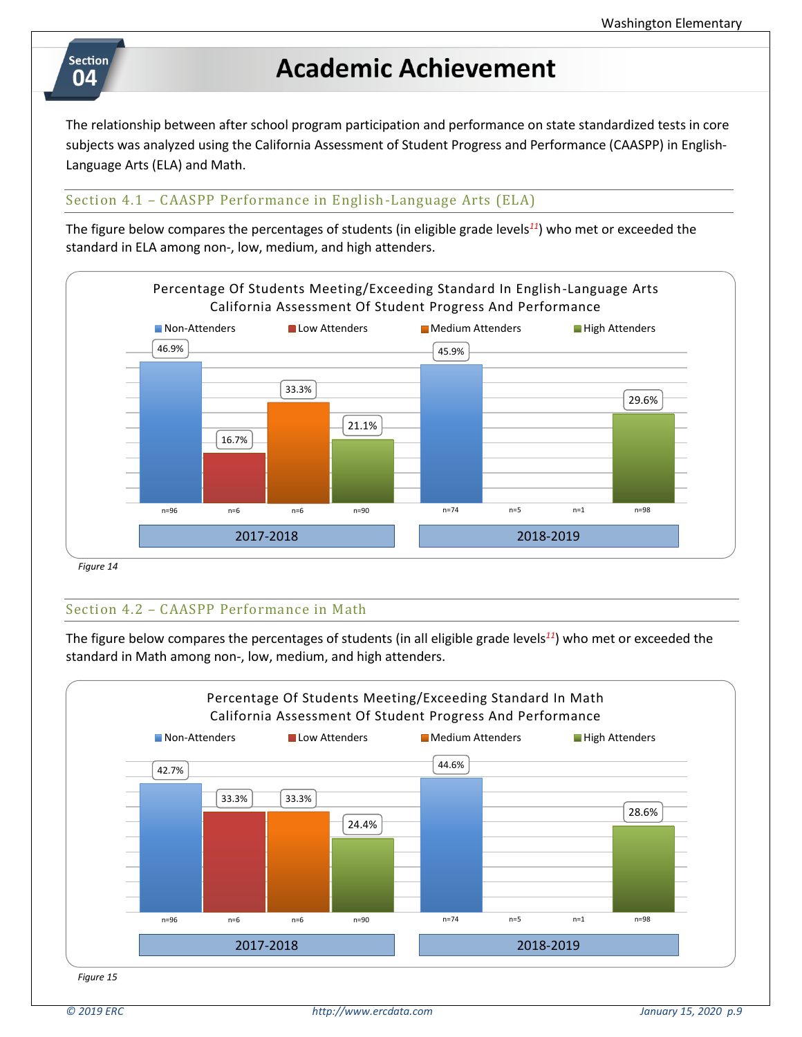# Section 04 Academic Achievement

The relationship between after school program participation and performance on state standardized tests in core subjects was analyzed using the California Assessment of Student Progress and Performance (CAASPP) in English-Language Arts (ELA) and Math.

## Section 4.1 – CAASPP Performance in English-Language Arts (ELA)

The figure below compares the percentages of students (in eligible grade levels[11]) who met or exceeded the standard in ELA among non-, low, medium, and high attenders.

Percentage Of Students Meeting/Exceeding Standard In English-Language Arts
California Assessment Of Student Progress And Performance

Non-Attenders
Low Attenders
Medium Attenders
High Attenders

2017-2018
46.9%
n=96
16.7%
n=6
33.3%
n=6
21.1%
n=90

2018-2019
45.9%
n=74
n=5
n=1
29.6%
n=98

*Figure 14*

## Section 4.2 – CAASPP Performance in Math

The figure below compares the percentages of students (in all eligible grade levels[11]) who met or exceeded the standard in Math among non-, low, medium, and high attenders.

Percentage Of Students Meeting/Exceeding Standard In Math
California Assessment Of Student Progress And Performance

Non-Attenders
Low Attenders
Medium Attenders
High Attenders

2017-2018
42.7%
n=96
33.3%
n=6
33.3%
n=6
24.4%
n=90

2018-2019
44.6%
n=74
n=5
n=1
28.6%
n=98

*Figure 15*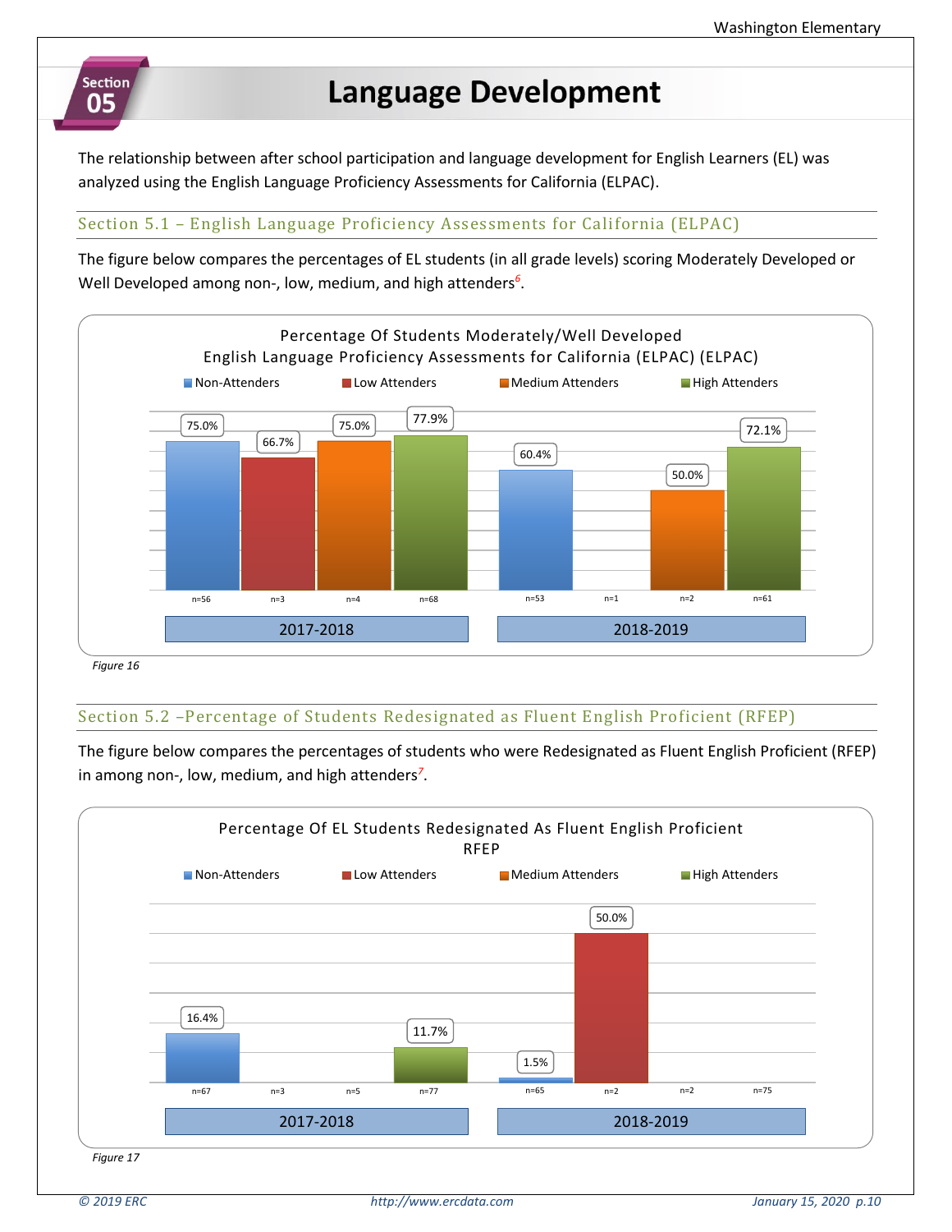# Section 05 Language Development

The relationship between after school participation and language development for English Learners (EL) was analyzed using the English Language Proficiency Assessments for California (ELPAC).

## Section 5.1 – English Language Proficiency Assessments for California (ELPAC)

The figure below compares the percentages of EL students (in all grade levels) scoring Moderately Developed or Well Developed among non-, low, medium, and high attenders[6].

**Percentage Of Students Moderately/Well Developed English Language Proficiency Assessments for California (ELPAC) (ELPAC)**

| Year | Non-Attenders | Low Attenders | Medium Attenders | High Attenders |
|---|---|---|---|---|
| 2017-2018 | 75.0% (n=56) | 66.7% (n=3) | 75.0% (n=4) | 77.9% (n=68) |
| 2018-2019 | 60.4% (n=53) | (n=1) | 50.0% (n=2) | 72.1% (n=61) |

*Figure 16*

## Section 5.2 –Percentage of Students Redesignated as Fluent English Proficient (RFEP)

The figure below compares the percentages of students who were Redesignated as Fluent English Proficient (RFEP) in among non-, low, medium, and high attenders[7].

**Percentage Of EL Students Redesignated As Fluent English Proficient RFEP**

| Year | Non-Attenders | Low Attenders | Medium Attenders | High Attenders |
|---|---|---|---|---|
| 2017-2018 | 16.4% (n=67) | (n=3) | (n=5) | 11.7% (n=77) |
| 2018-2019 | 1.5% (n=65) | 50.0% (n=2) | (n=2) | (n=75) |

*Figure 17*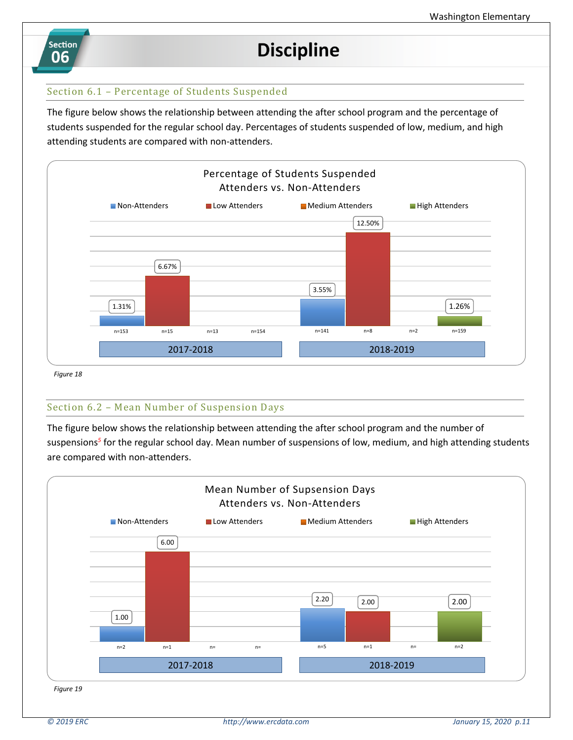# Section 06 Discipline

## Section 6.1 – Percentage of Students Suspended

The figure below shows the relationship between attending the after school program and the percentage of students suspended for the regular school day. Percentages of students suspended of low, medium, and high attending students are compared with non-attenders.

Percentage of Students Suspended
Attenders vs. Non-Attenders

Non-Attenders
Low Attenders
Medium Attenders
High Attenders

1.31%
6.67%
3.55%
12.50%
1.26%

n=153
n=15
n=13
n=154
n=141
n=8
n=2
n=159

2017-2018
2018-2019

*Figure 18*

## Section 6.2 – Mean Number of Suspension Days

The figure below shows the relationship between attending the after school program and the number of suspensions[5] for the regular school day. Mean number of suspensions of low, medium, and high attending students are compared with non-attenders.

Mean Number of Supsension Days
Attenders vs. Non-Attenders

Non-Attenders
Low Attenders
Medium Attenders
High Attenders

1.00
6.00
2.20
2.00
2.00

n=2
n=1
n=
n=
n=5
n=1
n=
n=2

2017-2018
2018-2019

*Figure 19*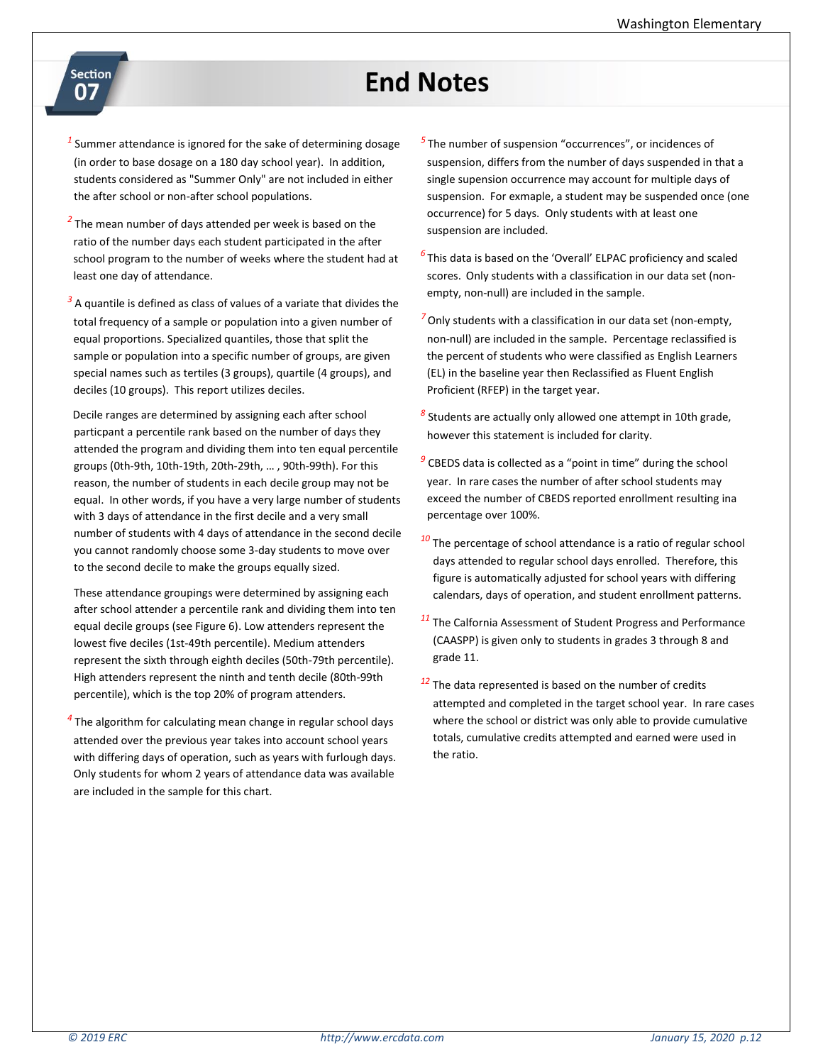# Section 07 End Notes

[1] Summer attendance is ignored for the sake of determining dosage (in order to base dosage on a 180 day school year). In addition, students considered as "Summer Only" are not included in either the after school or non-after school populations.

[2] The mean number of days attended per week is based on the ratio of the number days each student participated in the after school program to the number of weeks where the student had at least one day of attendance.

[3] A quantile is defined as class of values of a variate that divides the total frequency of a sample or population into a given number of equal proportions. Specialized quantiles, those that split the sample or population into a specific number of groups, are given special names such as tertiles (3 groups), quartile (4 groups), and deciles (10 groups). This report utilizes deciles.

Decile ranges are determined by assigning each after school particpant a percentile rank based on the number of days they attended the program and dividing them into ten equal percentile groups (0th-9th, 10th-19th, 20th-29th, … , 90th-99th). For this reason, the number of students in each decile group may not be equal. In other words, if you have a very large number of students with 3 days of attendance in the first decile and a very small number of students with 4 days of attendance in the second decile you cannot randomly choose some 3-day students to move over to the second decile to make the groups equally sized.

These attendance groupings were determined by assigning each after school attender a percentile rank and dividing them into ten equal decile groups (see Figure 6). Low attenders represent the lowest five deciles (1st-49th percentile). Medium attenders represent the sixth through eighth deciles (50th-79th percentile). High attenders represent the ninth and tenth decile (80th-99th percentile), which is the top 20% of program attenders.

[4] The algorithm for calculating mean change in regular school days attended over the previous year takes into account school years with differing days of operation, such as years with furlough days. Only students for whom 2 years of attendance data was available are included in the sample for this chart.

[5] The number of suspension "occurrences", or incidences of suspension, differs from the number of days suspended in that a single supension occurrence may account for multiple days of suspension. For exmaple, a student may be suspended once (one occurrence) for 5 days. Only students with at least one suspension are included.

[6] This data is based on the 'Overall' ELPAC proficiency and scaled scores. Only students with a classification in our data set (non-empty, non-null) are included in the sample.

[7] Only students with a classification in our data set (non-empty, non-null) are included in the sample. Percentage reclassified is the percent of students who were classified as English Learners (EL) in the baseline year then Reclassified as Fluent English Proficient (RFEP) in the target year.

[8] Students are actually only allowed one attempt in 10th grade, however this statement is included for clarity.

[9] CBEDS data is collected as a "point in time" during the school year. In rare cases the number of after school students may exceed the number of CBEDS reported enrollment resulting ina percentage over 100%.

[10] The percentage of school attendance is a ratio of regular school days attended to regular school days enrolled. Therefore, this figure is automatically adjusted for school years with differing calendars, days of operation, and student enrollment patterns.

[11] The Calfornia Assessment of Student Progress and Performance (CAASPP) is given only to students in grades 3 through 8 and grade 11.

[12] The data represented is based on the number of credits attempted and completed in the target school year. In rare cases where the school or district was only able to provide cumulative totals, cumulative credits attempted and earned were used in the ratio.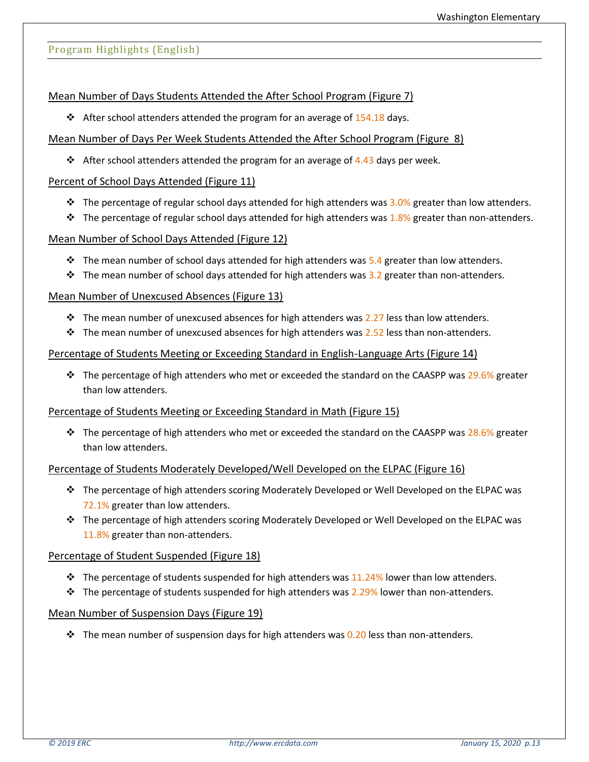## Program Highlights (English)

### Mean Number of Days Students Attended the After School Program (Figure 7)

- After school attenders attended the program for an average of 154.18 days.

### Mean Number of Days Per Week Students Attended the After School Program (Figure 8)

- After school attenders attended the program for an average of 4.43 days per week.

### Percent of School Days Attended (Figure 11)

- The percentage of regular school days attended for high attenders was 3.0% greater than low attenders.
- The percentage of regular school days attended for high attenders was 1.8% greater than non-attenders.

### Mean Number of School Days Attended (Figure 12)

- The mean number of school days attended for high attenders was 5.4 greater than low attenders.
- The mean number of school days attended for high attenders was 3.2 greater than non-attenders.

### Mean Number of Unexcused Absences (Figure 13)

- The mean number of unexcused absences for high attenders was 2.27 less than low attenders.
- The mean number of unexcused absences for high attenders was 2.52 less than non-attenders.

### Percentage of Students Meeting or Exceeding Standard in English-Language Arts (Figure 14)

- The percentage of high attenders who met or exceeded the standard on the CAASPP was 29.6% greater than low attenders.

### Percentage of Students Meeting or Exceeding Standard in Math (Figure 15)

- The percentage of high attenders who met or exceeded the standard on the CAASPP was 28.6% greater than low attenders.

### Percentage of Students Moderately Developed/Well Developed on the ELPAC (Figure 16)

- The percentage of high attenders scoring Moderately Developed or Well Developed on the ELPAC was 72.1% greater than low attenders.
- The percentage of high attenders scoring Moderately Developed or Well Developed on the ELPAC was 11.8% greater than non-attenders.

### Percentage of Student Suspended (Figure 18)

- The percentage of students suspended for high attenders was 11.24% lower than low attenders.
- The percentage of students suspended for high attenders was 2.29% lower than non-attenders.

### Mean Number of Suspension Days (Figure 19)

- The mean number of suspension days for high attenders was 0.20 less than non-attenders.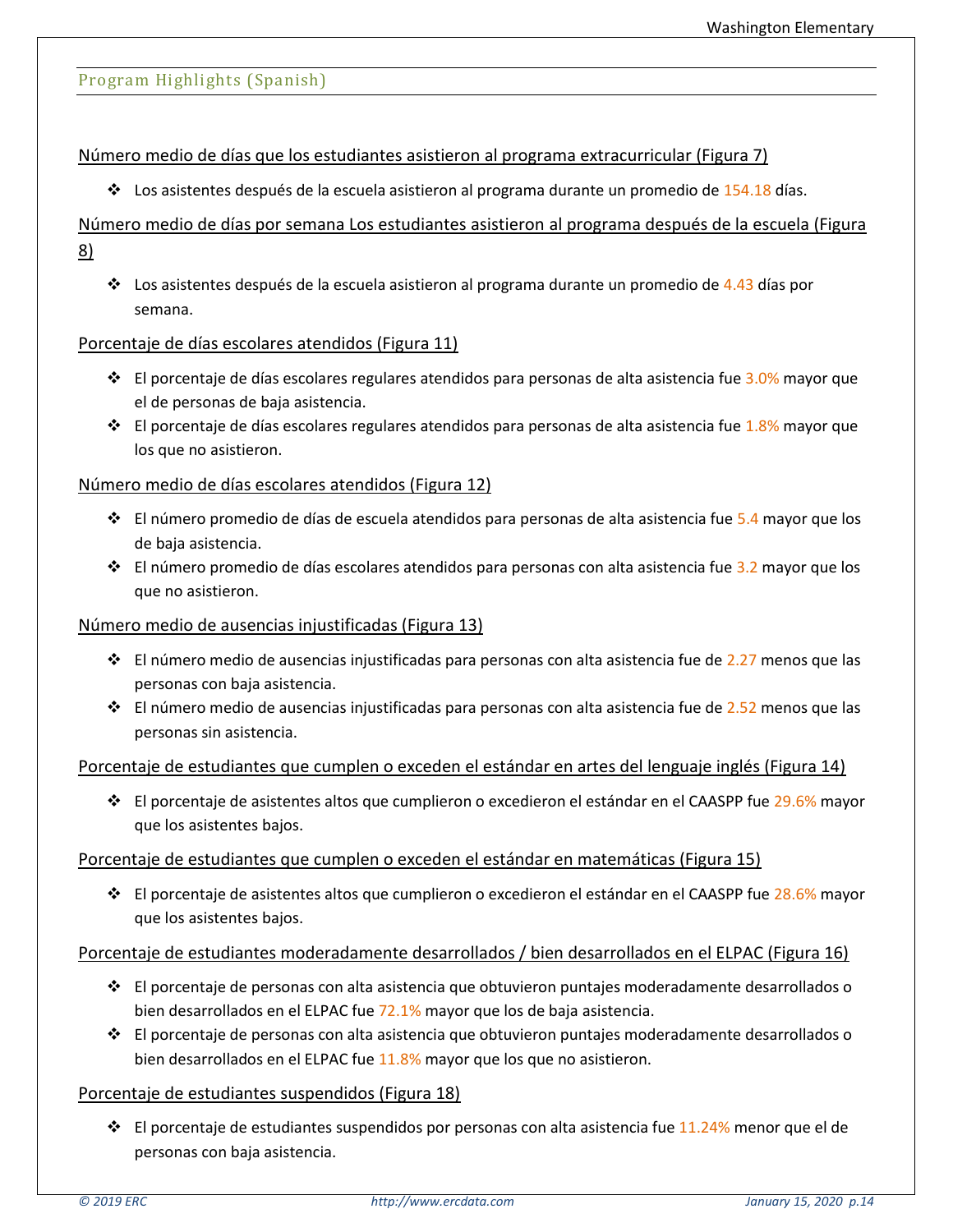## Program Highlights (Spanish)

### Número medio de días que los estudiantes asistieron al programa extracurricular (Figura 7)

- Los asistentes después de la escuela asistieron al programa durante un promedio de 154.18 días.

### Número medio de días por semana Los estudiantes asistieron al programa después de la escuela (Figura 8)

- Los asistentes después de la escuela asistieron al programa durante un promedio de 4.43 días por semana.

### Porcentaje de días escolares atendidos (Figura 11)

- El porcentaje de días escolares regulares atendidos para personas de alta asistencia fue 3.0% mayor que el de personas de baja asistencia.
- El porcentaje de días escolares regulares atendidos para personas de alta asistencia fue 1.8% mayor que los que no asistieron.

### Número medio de días escolares atendidos (Figura 12)

- El número promedio de días de escuela atendidos para personas de alta asistencia fue 5.4 mayor que los de baja asistencia.
- El número promedio de días escolares atendidos para personas con alta asistencia fue 3.2 mayor que los que no asistieron.

### Número medio de ausencias injustificadas (Figura 13)

- El número medio de ausencias injustificadas para personas con alta asistencia fue de 2.27 menos que las personas con baja asistencia.
- El número medio de ausencias injustificadas para personas con alta asistencia fue de 2.52 menos que las personas sin asistencia.

### Porcentaje de estudiantes que cumplen o exceden el estándar en artes del lenguaje inglés (Figura 14)

- El porcentaje de asistentes altos que cumplieron o excedieron el estándar en el CAASPP fue 29.6% mayor que los asistentes bajos.

### Porcentaje de estudiantes que cumplen o exceden el estándar en matemáticas (Figura 15)

- El porcentaje de asistentes altos que cumplieron o excedieron el estándar en el CAASPP fue 28.6% mayor que los asistentes bajos.

### Porcentaje de estudiantes moderadamente desarrollados / bien desarrollados en el ELPAC (Figura 16)

- El porcentaje de personas con alta asistencia que obtuvieron puntajes moderadamente desarrollados o bien desarrollados en el ELPAC fue 72.1% mayor que los de baja asistencia.
- El porcentaje de personas con alta asistencia que obtuvieron puntajes moderadamente desarrollados o bien desarrollados en el ELPAC fue 11.8% mayor que los que no asistieron.

### Porcentaje de estudiantes suspendidos (Figura 18)

- El porcentaje de estudiantes suspendidos por personas con alta asistencia fue 11.24% menor que el de personas con baja asistencia.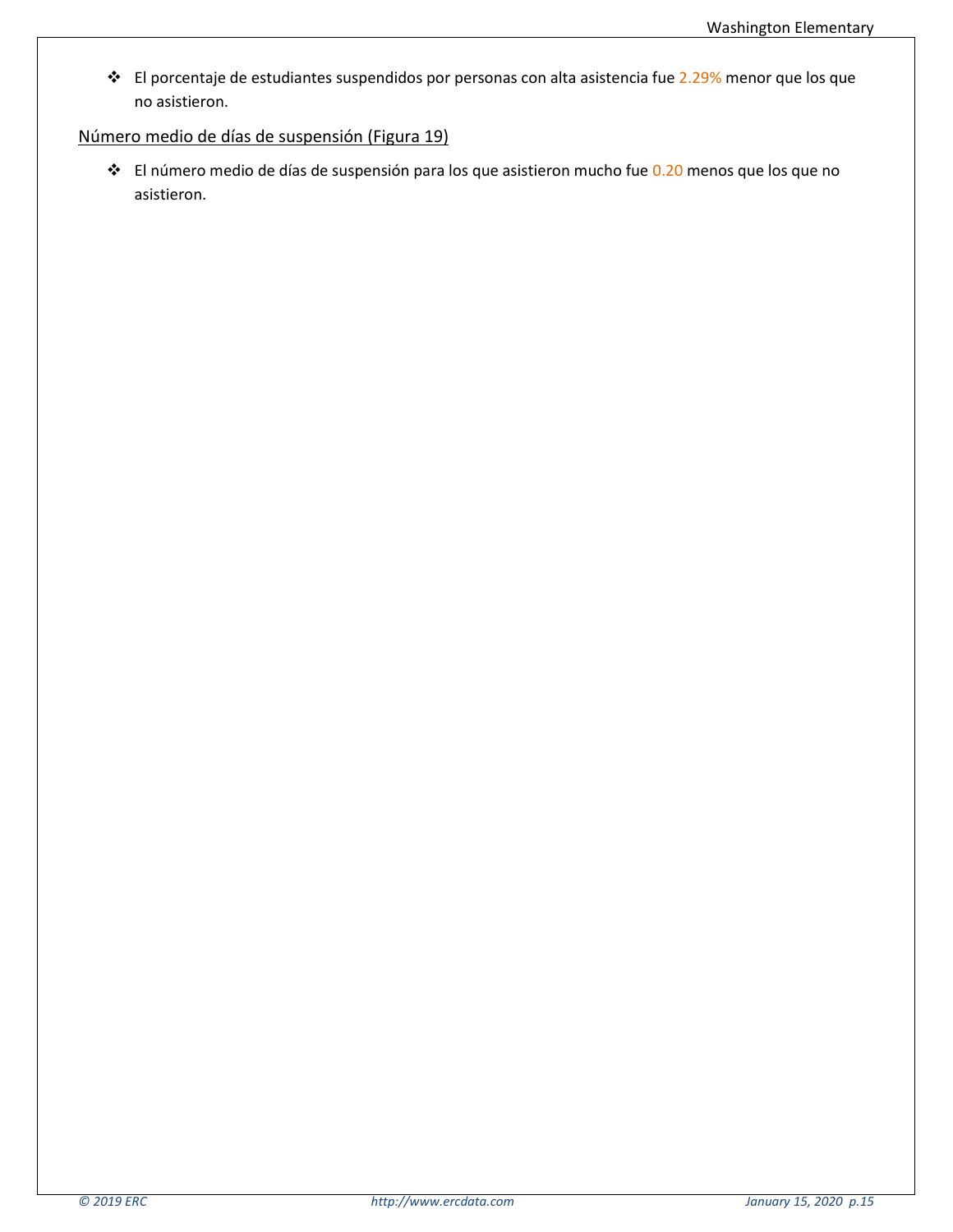- El porcentaje de estudiantes suspendidos por personas con alta asistencia fue 2.29% menor que los que no asistieron.

Número medio de días de suspensión (Figura 19)

- El número medio de días de suspensión para los que asistieron mucho fue 0.20 menos que los que no asistieron.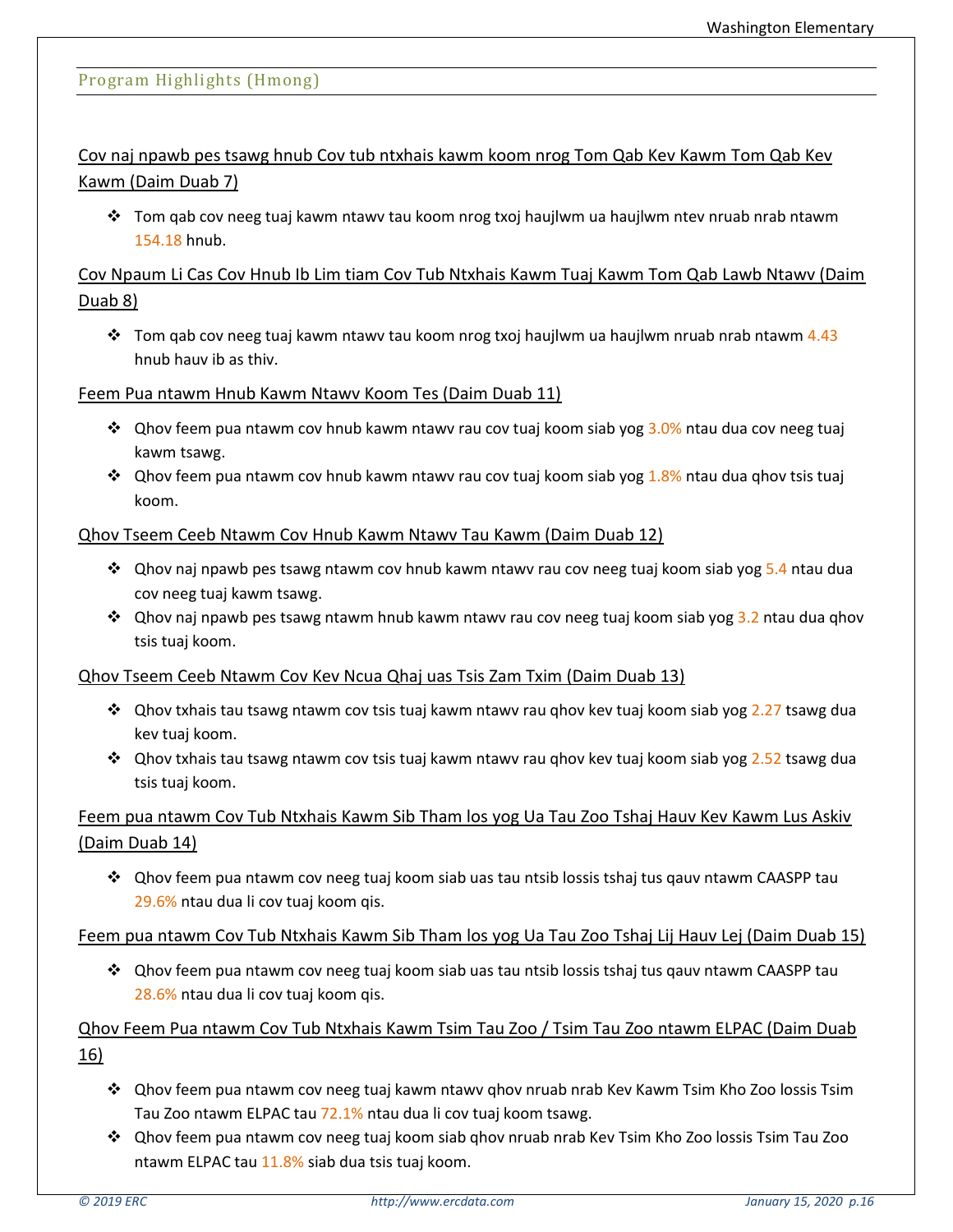## Program Highlights (Hmong)

Cov naj npawb pes tsawg hnub Cov tub ntxhais kawm koom nrog Tom Qab Kev Kawm Tom Qab Kev Kawm (Daim Duab 7)

- Tom qab cov neeg tuaj kawm ntawv tau koom nrog txoj haujlwm ua haujlwm ntev nruab nrab ntawm 154.18 hnub.

Cov Npaum Li Cas Cov Hnub Ib Lim tiam Cov Tub Ntxhais Kawm Tuaj Kawm Tom Qab Lawb Ntawv (Daim Duab 8)

- Tom qab cov neeg tuaj kawm ntawv tau koom nrog txoj haujlwm ua haujlwm nruab nrab ntawm 4.43 hnub hauv ib as thiv.

Feem Pua ntawm Hnub Kawm Ntawv Koom Tes (Daim Duab 11)

- Qhov feem pua ntawm cov hnub kawm ntawv rau cov tuaj koom siab yog 3.0% ntau dua cov neeg tuaj kawm tsawg.
- Qhov feem pua ntawm cov hnub kawm ntawv rau cov tuaj koom siab yog 1.8% ntau dua qhov tsis tuaj koom.

Qhov Tseem Ceeb Ntawm Cov Hnub Kawm Ntawv Tau Kawm (Daim Duab 12)

- Qhov naj npawb pes tsawg ntawm cov hnub kawm ntawv rau cov neeg tuaj koom siab yog 5.4 ntau dua cov neeg tuaj kawm tsawg.
- Qhov naj npawb pes tsawg ntawm hnub kawm ntawv rau cov neeg tuaj koom siab yog 3.2 ntau dua qhov tsis tuaj koom.

Qhov Tseem Ceeb Ntawm Cov Kev Ncua Qhaj uas Tsis Zam Txim (Daim Duab 13)

- Qhov txhais tau tsawg ntawm cov tsis tuaj kawm ntawv rau qhov kev tuaj koom siab yog 2.27 tsawg dua kev tuaj koom.
- Qhov txhais tau tsawg ntawm cov tsis tuaj kawm ntawv rau qhov kev tuaj koom siab yog 2.52 tsawg dua tsis tuaj koom.

Feem pua ntawm Cov Tub Ntxhais Kawm Sib Tham los yog Ua Tau Zoo Tshaj Hauv Kev Kawm Lus Askiv (Daim Duab 14)

- Qhov feem pua ntawm cov neeg tuaj koom siab uas tau ntsib lossis tshaj tus qauv ntawm CAASPP tau 29.6% ntau dua li cov tuaj koom qis.

Feem pua ntawm Cov Tub Ntxhais Kawm Sib Tham los yog Ua Tau Zoo Tshaj Lij Hauv Lej (Daim Duab 15)

- Qhov feem pua ntawm cov neeg tuaj koom siab uas tau ntsib lossis tshaj tus qauv ntawm CAASPP tau 28.6% ntau dua li cov tuaj koom qis.

Qhov Feem Pua ntawm Cov Tub Ntxhais Kawm Tsim Tau Zoo / Tsim Tau Zoo ntawm ELPAC (Daim Duab 16)

- Qhov feem pua ntawm cov neeg tuaj kawm ntawv qhov nruab nrab Kev Kawm Tsim Kho Zoo lossis Tsim Tau Zoo ntawm ELPAC tau 72.1% ntau dua li cov tuaj koom tsawg.
- Qhov feem pua ntawm cov neeg tuaj koom siab qhov nruab nrab Kev Tsim Kho Zoo lossis Tsim Tau Zoo ntawm ELPAC tau 11.8% siab dua tsis tuaj koom.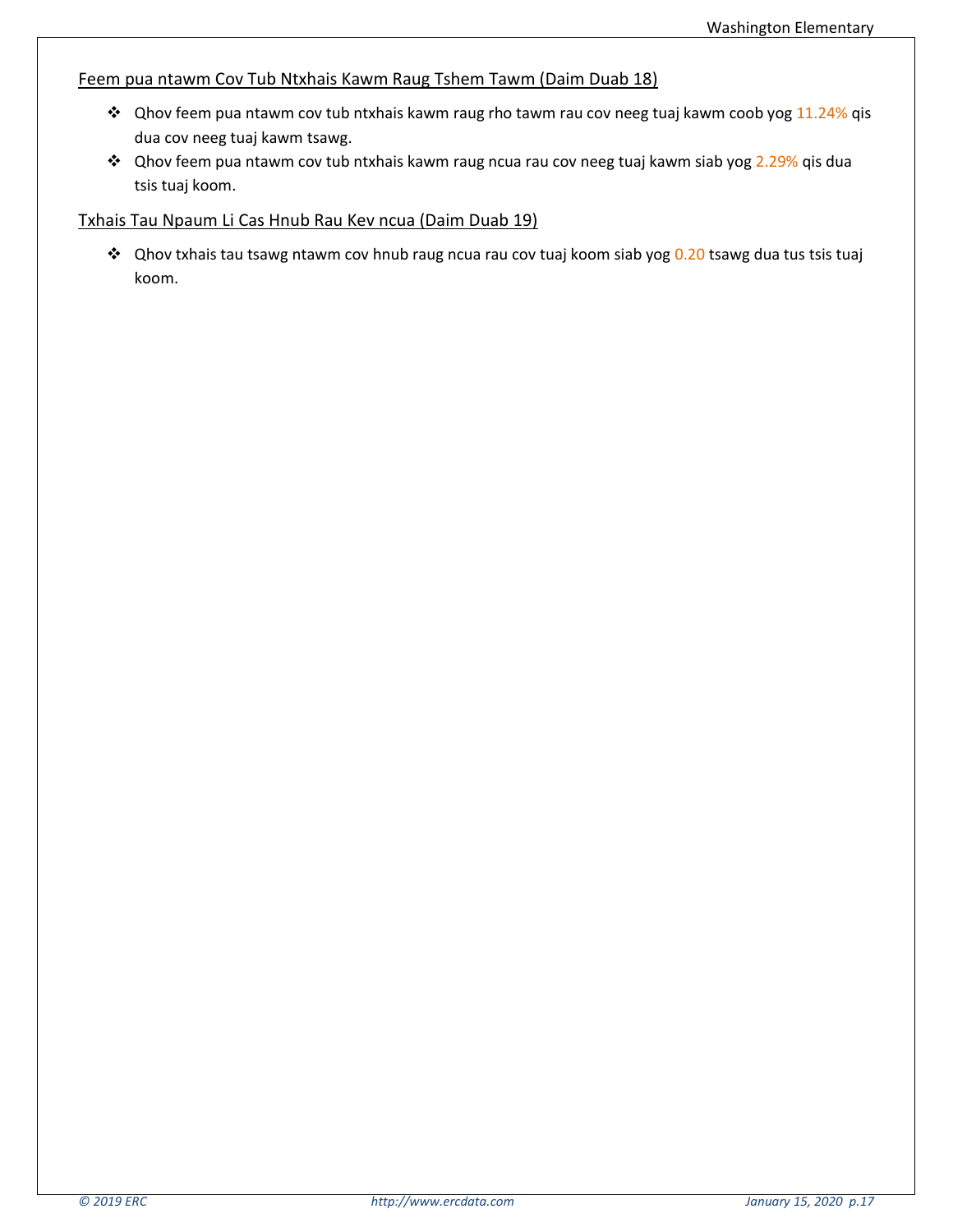Feem pua ntawm Cov Tub Ntxhais Kawm Raug Tshem Tawm (Daim Duab 18)

- Qhov feem pua ntawm cov tub ntxhais kawm raug rho tawm rau cov neeg tuaj kawm coob yog 11.24% qis dua cov neeg tuaj kawm tsawg.
- Qhov feem pua ntawm cov tub ntxhais kawm raug ncua rau cov neeg tuaj kawm siab yog 2.29% qis dua tsis tuaj koom.

Txhais Tau Npaum Li Cas Hnub Rau Kev ncua (Daim Duab 19)

- Qhov txhais tau tsawg ntawm cov hnub raug ncua rau cov tuaj koom siab yog 0.20 tsawg dua tus tsis tuaj koom.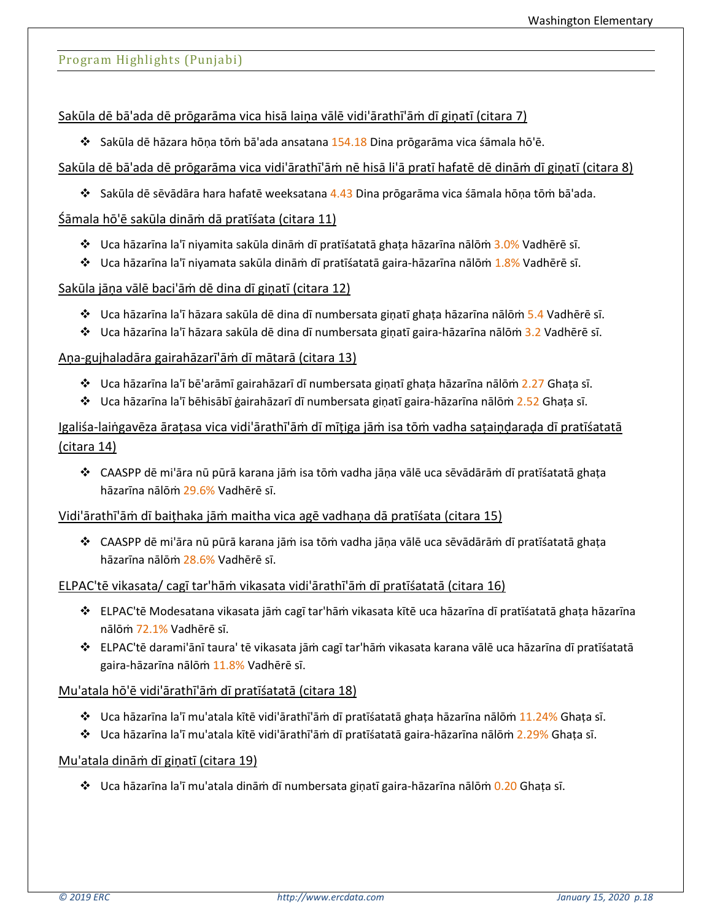## Program Highlights (Punjabi)

Sakūla dē bā'ada dē prōgarāma vica hisā laiṇa vālē vidi'ārathī'āṁ dī giṇatī (citara 7)

- Sakūla dē hāzara hōṇa tōṁ bā'ada ansatana 154.18 Dina prōgarāma vica śāmala hō'ē.

Sakūla dē bā'ada dē prōgarāma vica vidi'ārathī'āṁ nē hisā li'ā pratī hafatē dē dināṁ dī giṇatī (citara 8)

- Sakūla dē sēvādāra hara hafatē weeksatana 4.43 Dina prōgarāma vica śāmala hōṇa tōṁ bā'ada.

Śāmala hō'ē sakūla dināṁ dā pratīśata (citara 11)

- Uca hāzarīna la'ī niyamita sakūla dināṁ dī pratīśatatā ghaṭa hāzarīna nālōṁ 3.0% Vadhērē sī.
- Uca hāzarīna la'ī niyamata sakūla dināṁ dī pratīśatatā gaira-hāzarīna nālōṁ 1.8% Vadhērē sī.

Sakūla jāṇa vālē baci'āṁ dē dina dī giṇatī (citara 12)

- Uca hāzarīna la'ī hāzara sakūla dē dina dī numbersata giṇatī ghaṭa hāzarīna nālōṁ 5.4 Vadhērē sī.
- Uca hāzarīna la'ī hāzara sakūla dē dina dī numbersata giṇatī gaira-hāzarīna nālōṁ 3.2 Vadhērē sī.

Aṇa-gujhaladāra gairahāzarī'āṁ dī mātarā (citara 13)

- Uca hāzarīna la'ī bē'arāmī gairahāzarī dī numbersata giṇatī ghaṭa hāzarīna nālōṁ 2.27 Ghaṭa sī.
- Uca hāzarīna la'ī bēhisābī ġairahāzarī dī numbersata giṇatī gaira-hāzarīna nālōṁ 2.52 Ghaṭa sī.

Igaliśa-laiṅgavēza ārāṭasa vica vidi'ārathī'āṁ dī mīṭiga jāṁ isa tōṁ vadha saṭaiṇḍaraḍa dī pratīśatatā (citara 14)

- CAASPP dē mi'āra nū pūrā karana jāṁ isa tōṁ vadha jāṇa vālē uca sēvādārāṁ dī pratīśatatā ghaṭa hāzarīna nālōṁ 29.6% Vadhērē sī.

Vidi'ārathī'āṁ dī baiṭhaka jāṁ maitha vica agē vadhaṇa dā pratīśata (citara 15)

- CAASPP dē mi'āra nū pūrā karana jāṁ isa tōṁ vadha jāṇa vālē uca sēvādārāṁ dī pratīśatatā ghaṭa hāzarīna nālōṁ 28.6% Vadhērē sī.

ELPAC'tē vikasata/ cagī tar'hāṁ vikasata vidi'ārathī'āṁ dī pratīśatatā (citara 16)

- ELPAC'tē Modesatana vikasata jāṁ cagī tar'hāṁ vikasata kītē uca hāzarīna dī pratīśatatā ghaṭa hāzarīna nālōṁ 72.1% Vadhērē sī.
- ELPAC'tē darami'ānī taura' tē vikasata jāṁ cagī tar'haṁ vikasata karana vālē uca hāzarīna dī pratīśatatā gaira-hāzarīna nālōṁ 11.8% Vadhērē sī.

Mu'atala hō'ē vidi'ārathī'āṁ dī pratīśatatā (citara 18)

- Uca hāzarīna la'ī mu'atala kītē vidi'ārathī'āṁ dī pratīśatatā ghaṭa hāzarīna nālōṁ 11.24% Ghaṭa sī.
- Uca hāzarīna la'ī mu'atala kītē vidi'ārathī'āṁ dī pratīśatatā gaira-hāzarīna nālōṁ 2.29% Ghaṭa sī.

Mu'atala dināṁ dī giṇatī (citara 19)

- Uca hāzarīna la'ī mu'atala dināṁ dī numbersata giṇatī gaira-hāzarīna nālōṁ 0.20 Ghaṭa sī.